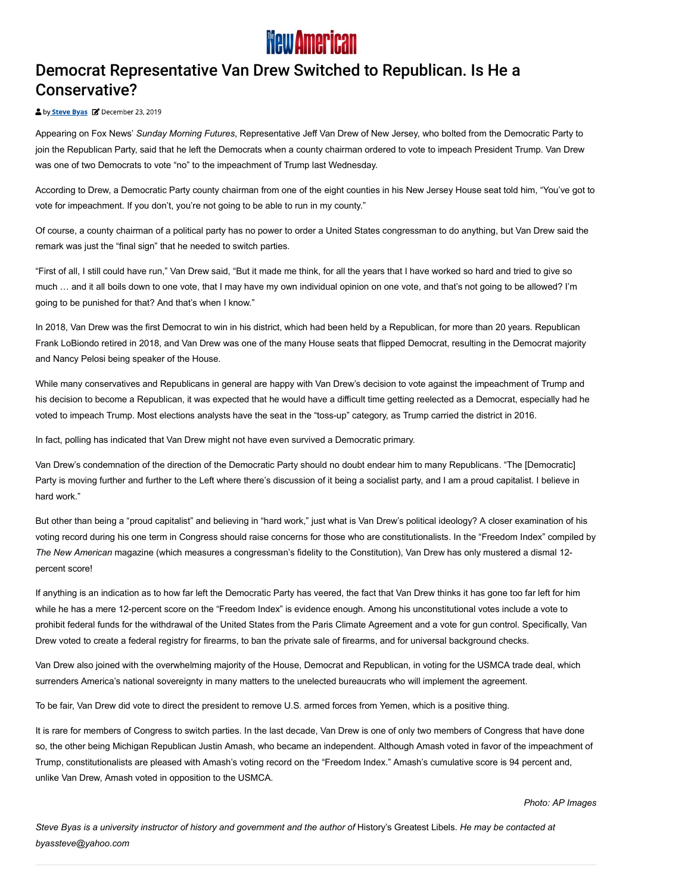# Democrat Representative Van Drew Switched to Republican. Is He a Conservative?

by **Steve Byas** December 23, 2019

Appearing on Fox News' *Sunday Morning Futures*, Representative Jeff Van Drew of New Jersey, who bolted from the Democratic Party to join the Republican Party, said that he left the Democrats when a county chairman ordered to vote to impeach President Trump. Van Drew was one of two Democrats to vote "no" to the impeachment of Trump last Wednesday.

According to Drew, a Democratic Party county chairman from one of the eight counties in his New Jersey House seat told him, "You've got to vote for impeachment. If you don't, you're not going to be able to run in my county."

Of course, a county chairman of a political party has no power to order a United States congressman to do anything, but Van Drew said the remark was just the "final sign" that he needed to switch parties.

"First of all, I still could have run," Van Drew said, "But it made me think, for all the years that I have worked so hard and tried to give so much … and it all boils down to one vote, that I may have my own individual opinion on one vote, and that's not going to be allowed? I'm going to be punished for that? And that's when I know."

In 2018, Van Drew was the first Democrat to win in his district, which had been held by a Republican, for more than 20 years. Republican Frank LoBiondo retired in 2018, and Van Drew was one of the many House seats that flipped Democrat, resulting in the Democrat majority and Nancy Pelosi being speaker of the House.

While many conservatives and Republicans in general are happy with Van Drew's decision to vote against the impeachment of Trump and his decision to become a Republican, it was expected that he would have a difficult time getting reelected as a Democrat, especially had he voted to impeach Trump. Most elections analysts have the seat in the "toss-up" category, as Trump carried the district in 2016.

In fact, polling has indicated that Van Drew might not have even survived a Democratic primary.

Van Drew's condemnation of the direction of the Democratic Party should no doubt endear him to many Republicans. "The [Democratic] Party is moving further and further to the Left where there's discussion of it being a socialist party, and I am a proud capitalist. I believe in hard work."

But other than being a "proud capitalist" and believing in "hard work," just what is Van Drew's political ideology? A closer examination of his voting record during his one term in Congress should raise concerns for those who are constitutionalists. In the "Freedom Index" compiled by *The New American* magazine (which measures a congressman's fidelity to the Constitution), Van Drew has only mustered a dismal 12-percent score!

If anything is an indication as to how far left the Democratic Party has veered, the fact that Van Drew thinks it has gone too far left for him while he has a mere 12-percent score on the "Freedom Index" is evidence enough. Among his unconstitutional votes include a vote to prohibit federal funds for the withdrawal of the United States from the Paris Climate Agreement and a vote for gun control. Specifically, Van Drew voted to create a federal registry for firearms, to ban the private sale of firearms, and for universal background checks.

Van Drew also joined with the overwhelming majority of the House, Democrat and Republican, in voting for the USMCA trade deal, which surrenders America's national sovereignty in many matters to the unelected bureaucrats who will implement the agreement.

To be fair, Van Drew did vote to direct the president to remove U.S. armed forces from Yemen, which is a positive thing.

It is rare for members of Congress to switch parties. In the last decade, Van Drew is one of only two members of Congress that have done so, the other being Michigan Republican Justin Amash, who became an independent. Although Amash voted in favor of the impeachment of Trump, constitutionalists are pleased with Amash's voting record on the "Freedom Index." Amash's cumulative score is 94 percent and, unlike Van Drew, Amash voted in opposition to the USMCA.

*Photo: AP Images*

*Steve Byas is a university instructor of history and government and the author of* History's Greatest Libels. *He may be contacted at byassteve@yahoo.com*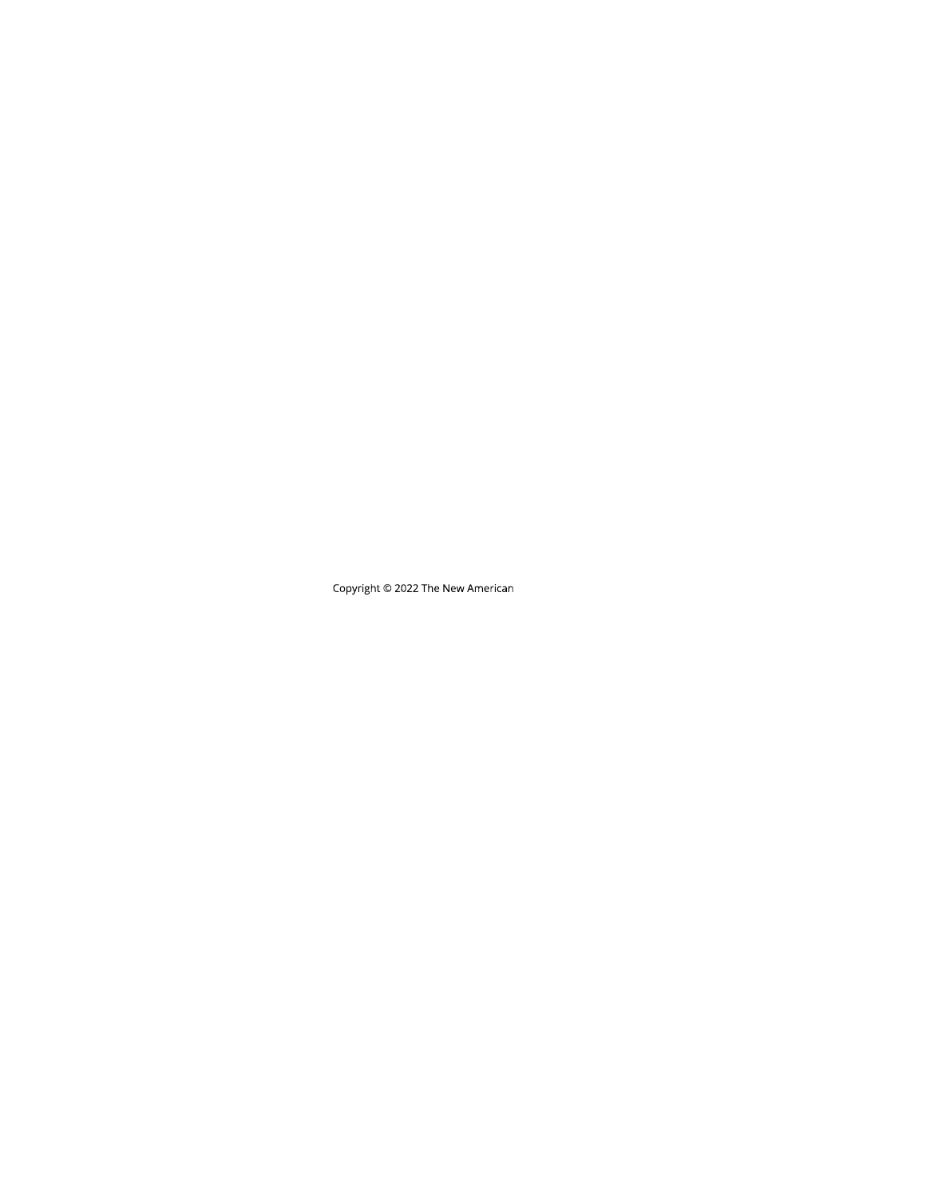Copyright © 2022 The New American